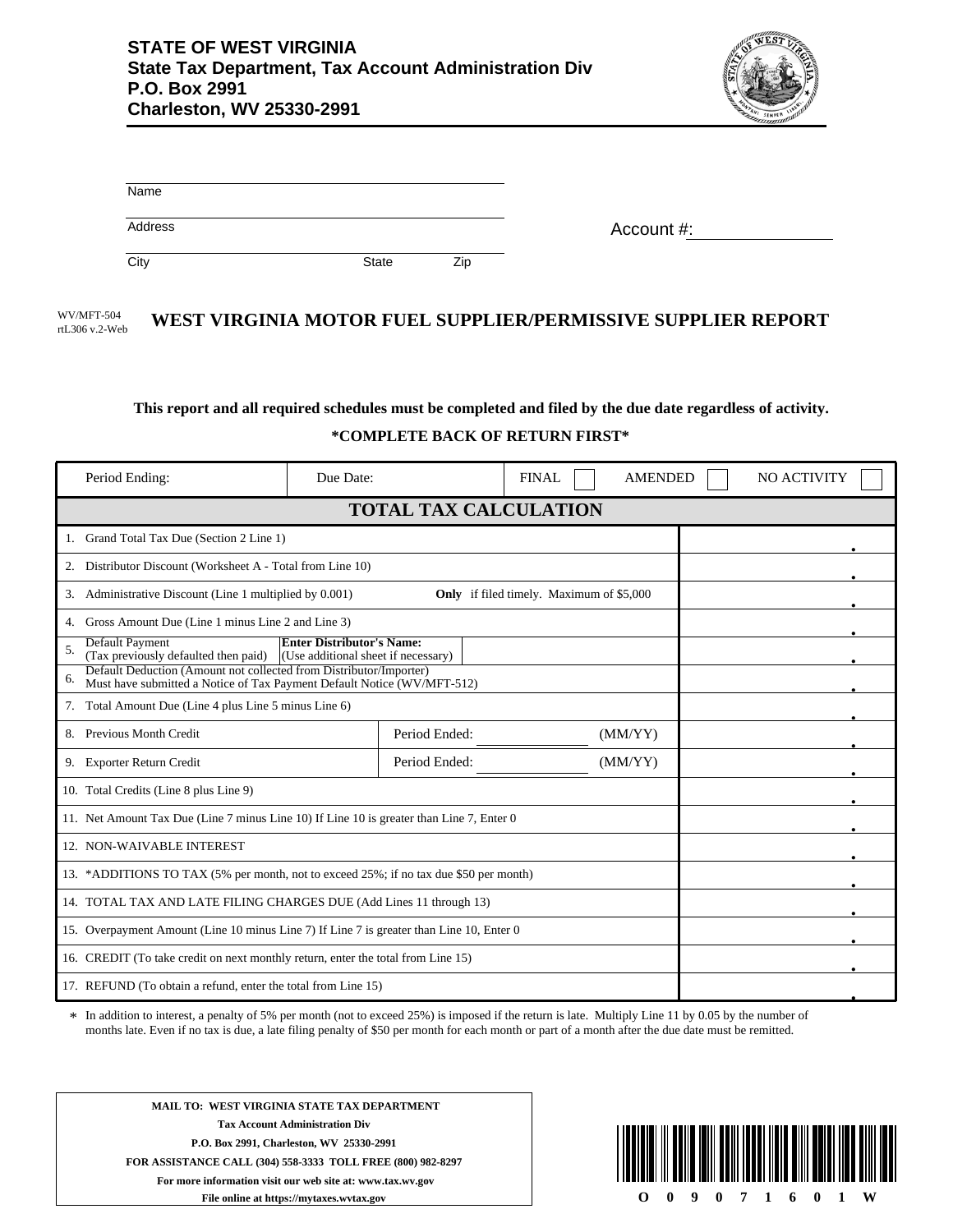**STATE OF WEST VIRGINIA**
**State Tax Department, Tax Account Administration Div**
**P.O. Box 2991**
**Charleston, WV 25330-2991**

Name

Address

City State Zip

Account #:

WV/MFT-504
rtL306 v.2-Web

# WEST VIRGINIA MOTOR FUEL SUPPLIER/PERMISSIVE SUPPLIER REPORT

**This report and all required schedules must be completed and filed by the due date regardless of activity.**

***COMPLETE BACK OF RETURN FIRST***

| Period Ending: | Due Date: | FINAL ☐ AMENDED ☐ NO ACTIVITY ☐ |
|---|---|---|

## TOTAL TAX CALCULATION

| Line | Description | Amount |
|---|---|---|
| 1. | Grand Total Tax Due (Section 2 Line 1) | . |
| 2. | Distributor Discount (Worksheet A - Total from Line 10) | . |
| 3. | Administrative Discount (Line 1 multiplied by 0.001) **Only** if filed timely. Maximum of $5,000 | . |
| 4. | Gross Amount Due (Line 1 minus Line 2 and Line 3) | . |
| 5. | Default Payment (Tax previously defaulted then paid) **Enter Distributor's Name:** (Use additional sheet if necessary) | . |
| 6. | Default Deduction (Amount not collected from Distributor/Importer) Must have submitted a Notice of Tax Payment Default Notice (WV/MFT-512) | . |
| 7. | Total Amount Due (Line 4 plus Line 5 minus Line 6) | . |
| 8. | Previous Month Credit — Period Ended: ________ (MM/YY) | . |
| 9. | Exporter Return Credit — Period Ended: ________ (MM/YY) | . |
| 10. | Total Credits (Line 8 plus Line 9) | . |
| 11. | Net Amount Tax Due (Line 7 minus Line 10) If Line 10 is greater than Line 7, Enter 0 | . |
| 12. | NON-WAIVABLE INTEREST | . |
| 13. | *ADDITIONS TO TAX (5% per month, not to exceed 25%; if no tax due $50 per month) | . |
| 14. | TOTAL TAX AND LATE FILING CHARGES DUE (Add Lines 11 through 13) | . |
| 15. | Overpayment Amount (Line 10 minus Line 7) If Line 7 is greater than Line 10, Enter 0 | . |
| 16. | CREDIT (To take credit on next monthly return, enter the total from Line 15) | . |
| 17. | REFUND (To obtain a refund, enter the total from Line 15) | . |

* In addition to interest, a penalty of 5% per month (not to exceed 25%) is imposed if the return is late. Multiply Line 11 by 0.05 by the number of months late. Even if no tax is due, a late filing penalty of $50 per month for each month or part of a month after the due date must be remitted.

**MAIL TO: WEST VIRGINIA STATE TAX DEPARTMENT**
**Tax Account Administration Div**
**P.O. Box 2991, Charleston, WV 25330-2991**
**FOR ASSISTANCE CALL (304) 558-3333 TOLL FREE (800) 982-8297**
**For more information visit our web site at: www.tax.wv.gov**
**File online at https://mytaxes.wvtax.gov**

O 0 9 0 7 1 6 0 1 W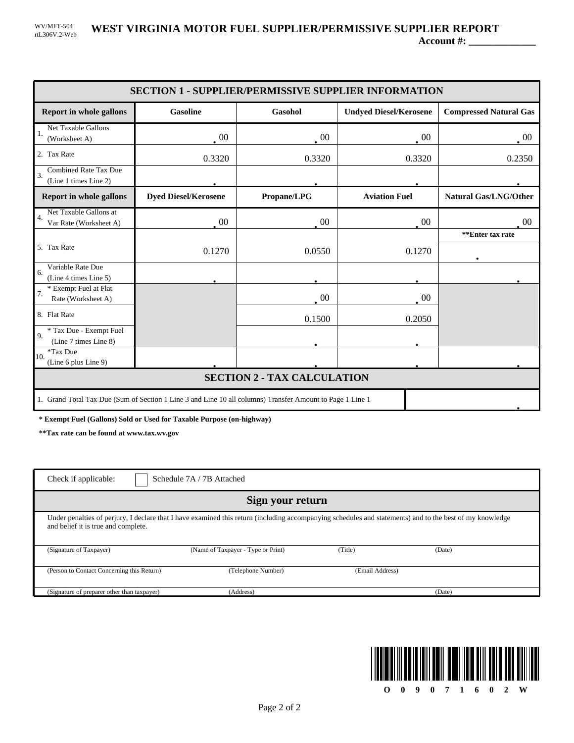WV/MFT-504
rtL306V.2-Web

# WEST VIRGINIA MOTOR FUEL SUPPLIER/PERMISSIVE SUPPLIER REPORT

**Account #: _____________**

| SECTION 1 - SUPPLIER/PERMISSIVE SUPPLIER INFORMATION | | | | |
|---|---|---|---|---|
| **Report in whole gallons** | **Gasoline** | **Gasohol** | **Undyed Diesel/Kerosene** | **Compressed Natural Gas** |
| 1. Net Taxable Gallons (Worksheet A) | . 00 | . 00 | . 00 | . 00 |
| 2. Tax Rate | 0.3320 | 0.3320 | 0.3320 | 0.2350 |
| 3. Combined Rate Tax Due (Line 1 times Line 2) | . | . | . | . |
| **Report in whole gallons** | **Dyed Diesel/Kerosene** | **Propane/LPG** | **Aviation Fuel** | **Natural Gas/LNG/Other** |
| 4. Net Taxable Gallons at Var Rate (Worksheet A) | . 00 | . 00 | . 00 | . 00 |
| 5. Tax Rate | 0.1270 | 0.0550 | 0.1270 | **\*\*Enter tax rate** . |
| 6. Variable Rate Due (Line 4 times Line 5) | . | . | . | . |
| 7. * Exempt Fuel at Flat Rate (Worksheet A) | | . 00 | . 00 | |
| 8. Flat Rate | | 0.1500 | 0.2050 | |
| 9. * Tax Due - Exempt Fuel (Line 7 times Line 8) | | . | . | |
| 10. *Tax Due (Line 6 plus Line 9) | . | . | . | . |

| SECTION 2 - TAX CALCULATION | |
|---|---|
| 1. Grand Total Tax Due (Sum of Section 1 Line 3 and Line 10 all columns) Transfer Amount to Page 1 Line 1 | . |

**\* Exempt Fuel (Gallons) Sold or Used for Taxable Purpose (on-highway)**

**\*\*Tax rate can be found at www.tax.wv.gov**

Check if applicable: ☐ Schedule 7A / 7B Attached

## Sign your return

Under penalties of perjury, I declare that I have examined this return (including accompanying schedules and statements) and to the best of my knowledge and belief it is true and complete.

(Signature of Taxpayer) (Name of Taxpayer - Type or Print) (Title) (Date)

(Person to Contact Concerning this Return) (Telephone Number) (Email Address)

(Signature of preparer other than taxpayer) (Address) (Date)

O 0 9 0 7 1 6 0 2 W